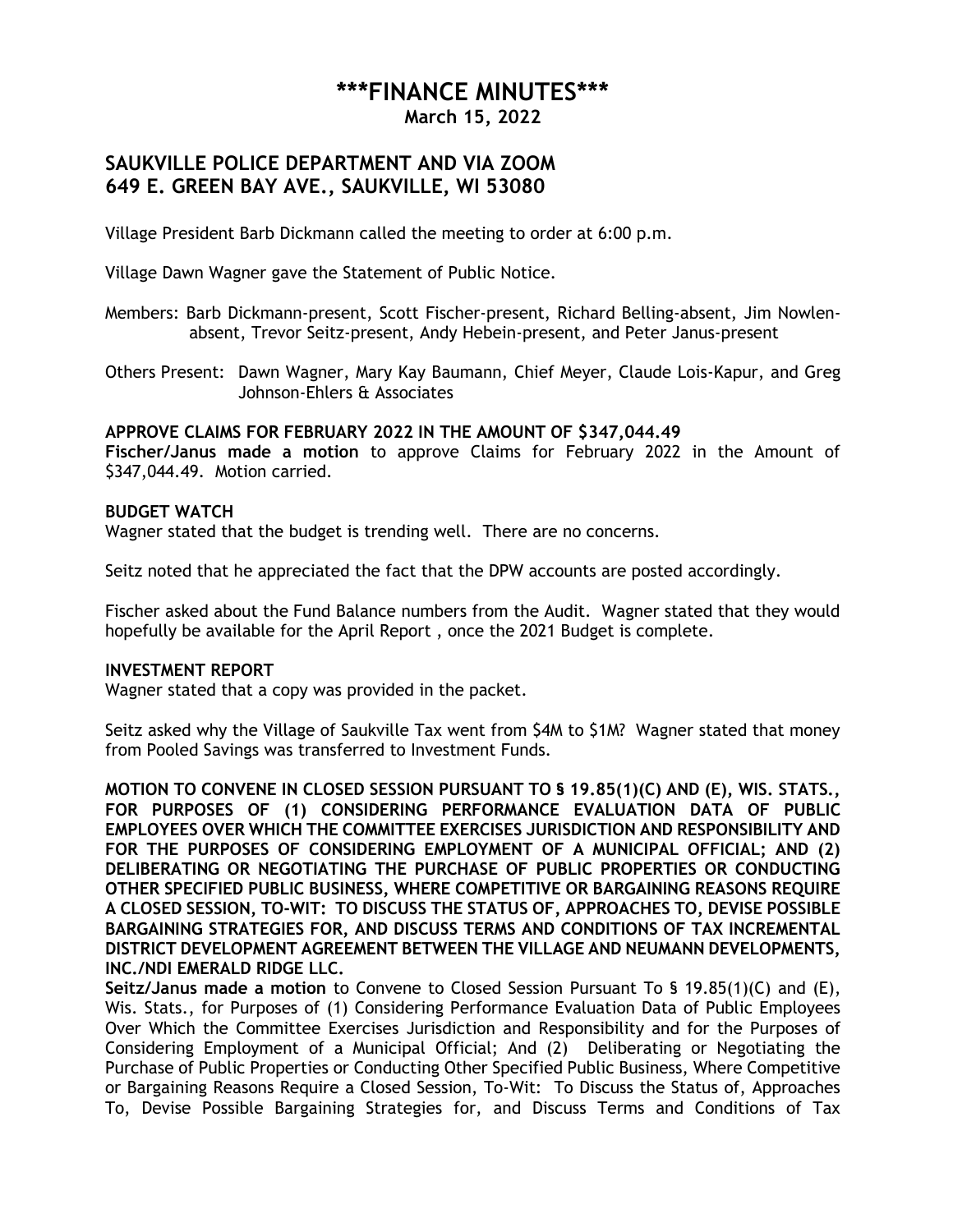# ***FINANCE MINUTES***

**March 15, 2022**

## SAUKVILLE POLICE DEPARTMENT AND VIA ZOOM
## 649 E. GREEN BAY AVE., SAUKVILLE, WI 53080

Village President Barb Dickmann called the meeting to order at 6:00 p.m.

Village Dawn Wagner gave the Statement of Public Notice.

Members: Barb Dickmann-present, Scott Fischer-present, Richard Belling-absent, Jim Nowlen-absent, Trevor Seitz-present, Andy Hebein-present, and Peter Janus-present

Others Present: Dawn Wagner, Mary Kay Baumann, Chief Meyer, Claude Lois-Kapur, and Greg Johnson-Ehlers & Associates

**APPROVE CLAIMS FOR FEBRUARY 2022 IN THE AMOUNT OF $347,044.49**

**Fischer/Janus made a motion** to approve Claims for February 2022 in the Amount of $347,044.49. Motion carried.

**BUDGET WATCH**

Wagner stated that the budget is trending well. There are no concerns.

Seitz noted that he appreciated the fact that the DPW accounts are posted accordingly.

Fischer asked about the Fund Balance numbers from the Audit. Wagner stated that they would hopefully be available for the April Report , once the 2021 Budget is complete.

**INVESTMENT REPORT**

Wagner stated that a copy was provided in the packet.

Seitz asked why the Village of Saukville Tax went from $4M to $1M? Wagner stated that money from Pooled Savings was transferred to Investment Funds.

**MOTION TO CONVENE IN CLOSED SESSION PURSUANT TO § 19.85(1)(C) AND (E), WIS. STATS., FOR PURPOSES OF (1) CONSIDERING PERFORMANCE EVALUATION DATA OF PUBLIC EMPLOYEES OVER WHICH THE COMMITTEE EXERCISES JURISDICTION AND RESPONSIBILITY AND FOR THE PURPOSES OF CONSIDERING EMPLOYMENT OF A MUNICIPAL OFFICIAL; AND (2) DELIBERATING OR NEGOTIATING THE PURCHASE OF PUBLIC PROPERTIES OR CONDUCTING OTHER SPECIFIED PUBLIC BUSINESS, WHERE COMPETITIVE OR BARGAINING REASONS REQUIRE A CLOSED SESSION, TO-WIT: TO DISCUSS THE STATUS OF, APPROACHES TO, DEVISE POSSIBLE BARGAINING STRATEGIES FOR, AND DISCUSS TERMS AND CONDITIONS OF TAX INCREMENTAL DISTRICT DEVELOPMENT AGREEMENT BETWEEN THE VILLAGE AND NEUMANN DEVELOPMENTS, INC./NDI EMERALD RIDGE LLC.**

**Seitz/Janus made a motion** to Convene to Closed Session Pursuant To § 19.85(1)(C) and (E), Wis. Stats., for Purposes of (1) Considering Performance Evaluation Data of Public Employees Over Which the Committee Exercises Jurisdiction and Responsibility and for the Purposes of Considering Employment of a Municipal Official; And (2) Deliberating or Negotiating the Purchase of Public Properties or Conducting Other Specified Public Business, Where Competitive or Bargaining Reasons Require a Closed Session, To-Wit: To Discuss the Status of, Approaches To, Devise Possible Bargaining Strategies for, and Discuss Terms and Conditions of Tax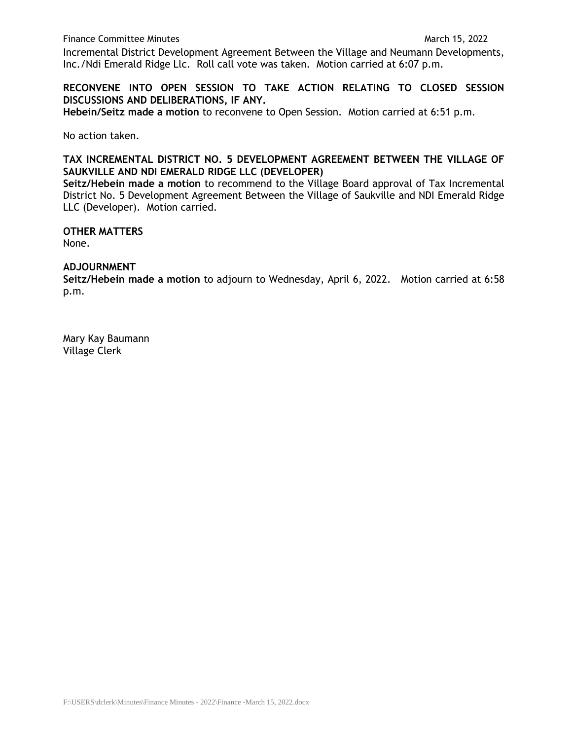Incremental District Development Agreement Between the Village and Neumann Developments, Inc./Ndi Emerald Ridge Llc. Roll call vote was taken. Motion carried at 6:07 p.m.

**RECONVENE INTO OPEN SESSION TO TAKE ACTION RELATING TO CLOSED SESSION DISCUSSIONS AND DELIBERATIONS, IF ANY.**

**Hebein/Seitz made a motion** to reconvene to Open Session. Motion carried at 6:51 p.m.

No action taken.

**TAX INCREMENTAL DISTRICT NO. 5 DEVELOPMENT AGREEMENT BETWEEN THE VILLAGE OF SAUKVILLE AND NDI EMERALD RIDGE LLC (DEVELOPER)**

**Seitz/Hebein made a motion** to recommend to the Village Board approval of Tax Incremental District No. 5 Development Agreement Between the Village of Saukville and NDI Emerald Ridge LLC (Developer). Motion carried.

**OTHER MATTERS**

None.

**ADJOURNMENT**

**Seitz/Hebein made a motion** to adjourn to Wednesday, April 6, 2022. Motion carried at 6:58 p.m.

Mary Kay Baumann
Village Clerk